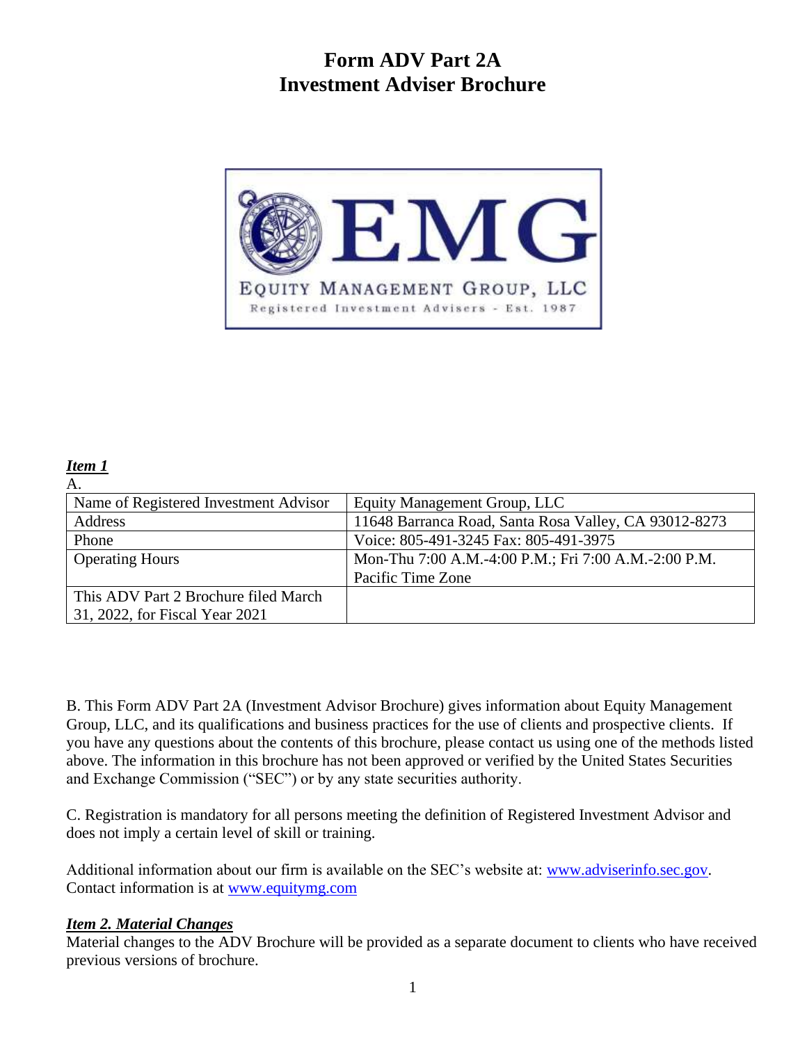# Form ADV Part 2A
# Investment Adviser Brochure

EMG

EQUITY MANAGEMENT GROUP, LLC

Registered Investment Advisers - Est. 1987

***Item 1***

A.

| Name of Registered Investment Advisor | Equity Management Group, LLC |
|---|---|
| Address | 11648 Barranca Road, Santa Rosa Valley, CA 93012-8273 |
| Phone | Voice: 805-491-3245 Fax: 805-491-3975 |
| Operating Hours | Mon-Thu 7:00 A.M.-4:00 P.M.; Fri 7:00 A.M.-2:00 P.M. Pacific Time Zone |
| This ADV Part 2 Brochure filed March 31, 2022, for Fiscal Year 2021 | |

B. This Form ADV Part 2A (Investment Advisor Brochure) gives information about Equity Management Group, LLC, and its qualifications and business practices for the use of clients and prospective clients. If you have any questions about the contents of this brochure, please contact us using one of the methods listed above. The information in this brochure has not been approved or verified by the United States Securities and Exchange Commission ("SEC") or by any state securities authority.

C. Registration is mandatory for all persons meeting the definition of Registered Investment Advisor and does not imply a certain level of skill or training.

Additional information about our firm is available on the SEC's website at: [www.adviserinfo.sec.gov](http://www.adviserinfo.sec.gov). Contact information is at [www.equitymg.com](http://www.equitymg.com)

***Item 2. Material Changes***

Material changes to the ADV Brochure will be provided as a separate document to clients who have received previous versions of brochure.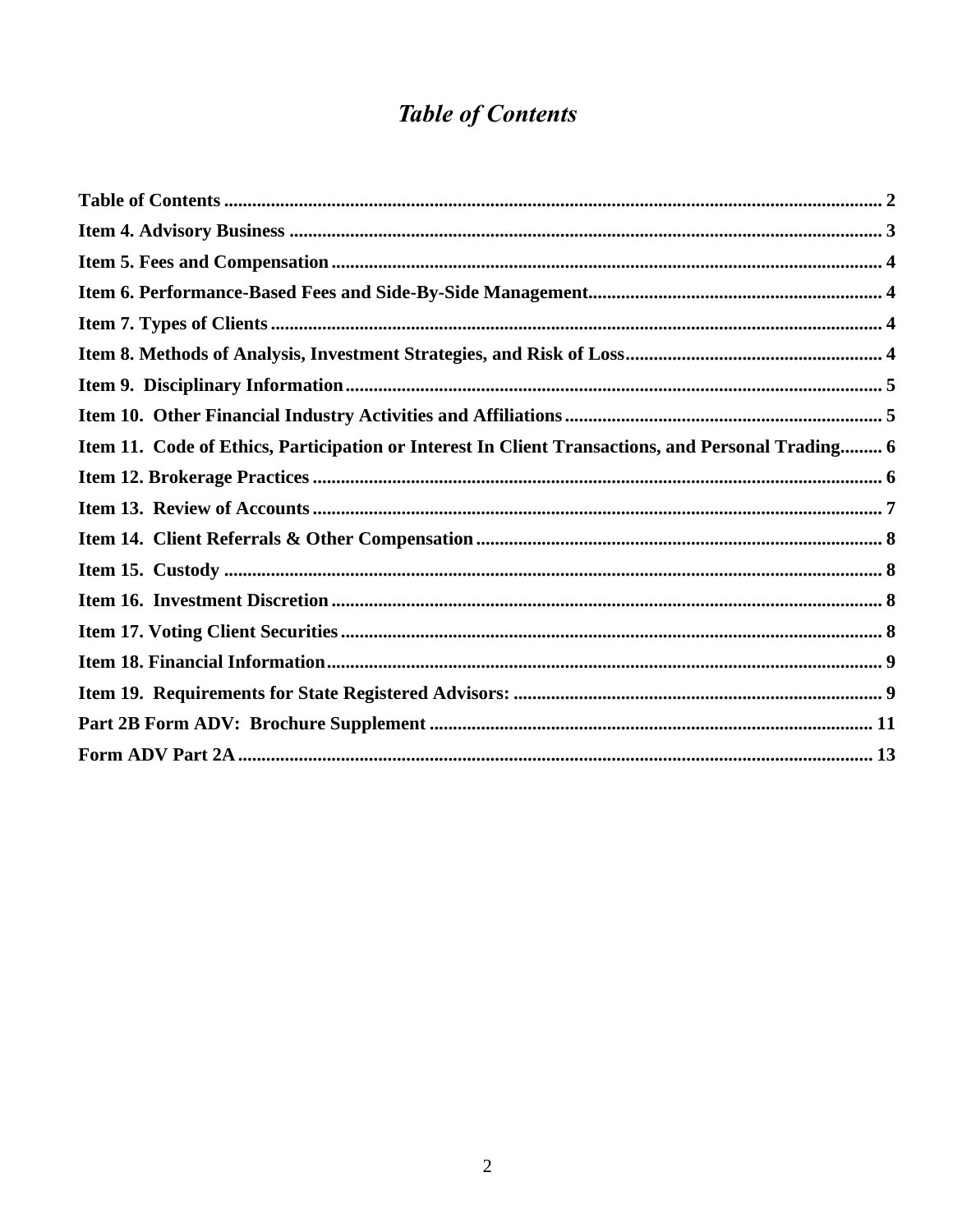# *Table of Contents*

**Table of Contents** ........................................................................ 2
**Item 4. Advisory Business** ........................................................................ 3
**Item 5. Fees and Compensation** ........................................................................ 4
**Item 6. Performance-Based Fees and Side-By-Side Management** ........................................................................ 4
**Item 7. Types of Clients** ........................................................................ 4
**Item 8. Methods of Analysis, Investment Strategies, and Risk of Loss** ........................................................................ 4
**Item 9. Disciplinary Information** ........................................................................ 5
**Item 10. Other Financial Industry Activities and Affiliations** ........................................................................ 5
**Item 11. Code of Ethics, Participation or Interest In Client Transactions, and Personal Trading** ......... 6
**Item 12. Brokerage Practices** ........................................................................ 6
**Item 13. Review of Accounts** ........................................................................ 7
**Item 14. Client Referrals & Other Compensation** ........................................................................ 8
**Item 15. Custody** ........................................................................ 8
**Item 16. Investment Discretion** ........................................................................ 8
**Item 17. Voting Client Securities** ........................................................................ 8
**Item 18. Financial Information** ........................................................................ 9
**Item 19. Requirements for State Registered Advisors:** ........................................................................ 9
**Part 2B Form ADV: Brochure Supplement** ........................................................................ 11
**Form ADV Part 2A** ........................................................................ 13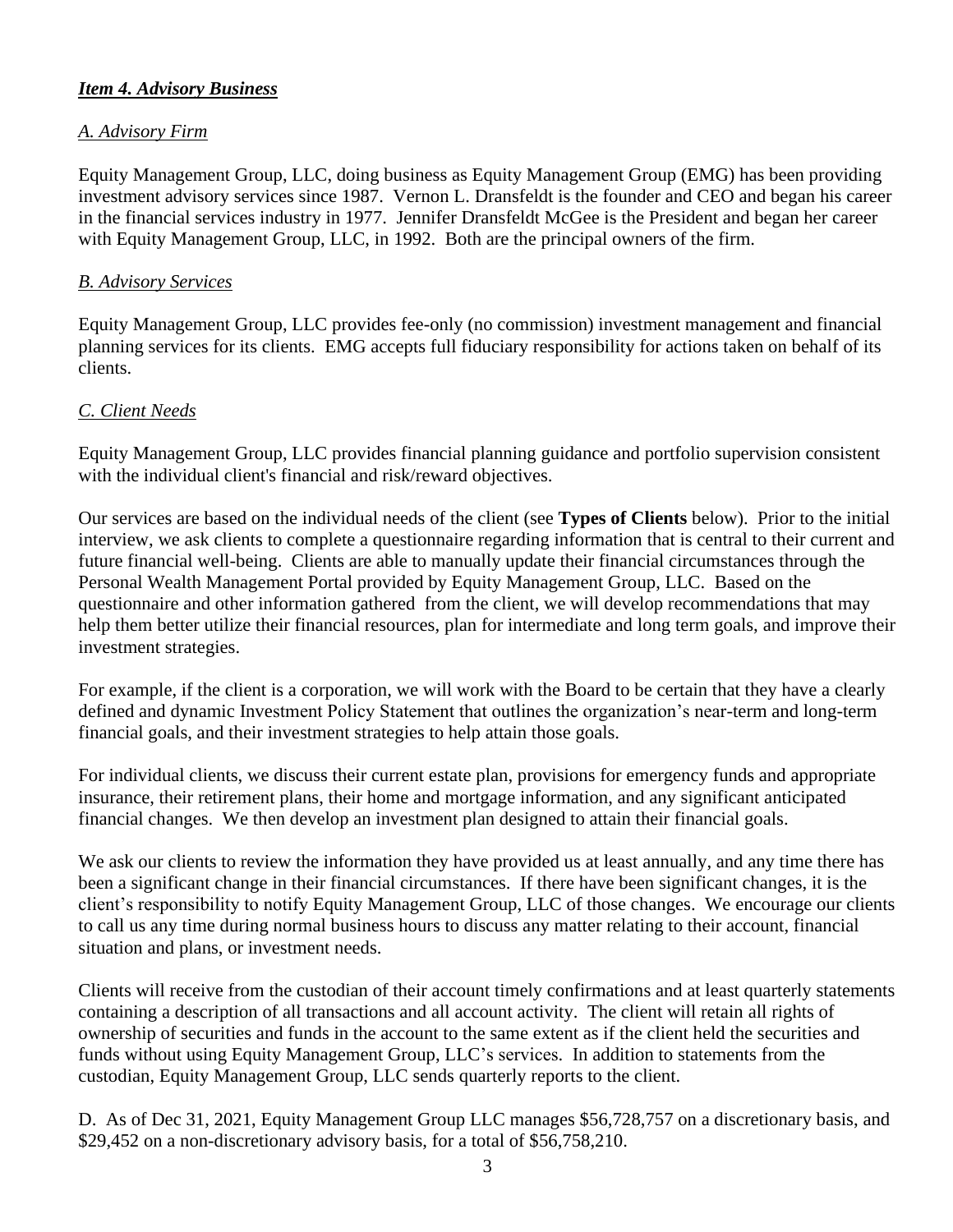## ***Item 4. Advisory Business***

### *A. Advisory Firm*

Equity Management Group, LLC, doing business as Equity Management Group (EMG) has been providing investment advisory services since 1987. Vernon L. Dransfeldt is the founder and CEO and began his career in the financial services industry in 1977. Jennifer Dransfeldt McGee is the President and began her career with Equity Management Group, LLC, in 1992. Both are the principal owners of the firm.

### *B. Advisory Services*

Equity Management Group, LLC provides fee-only (no commission) investment management and financial planning services for its clients. EMG accepts full fiduciary responsibility for actions taken on behalf of its clients.

### *C. Client Needs*

Equity Management Group, LLC provides financial planning guidance and portfolio supervision consistent with the individual client's financial and risk/reward objectives.

Our services are based on the individual needs of the client (see **Types of Clients** below). Prior to the initial interview, we ask clients to complete a questionnaire regarding information that is central to their current and future financial well-being. Clients are able to manually update their financial circumstances through the Personal Wealth Management Portal provided by Equity Management Group, LLC. Based on the questionnaire and other information gathered from the client, we will develop recommendations that may help them better utilize their financial resources, plan for intermediate and long term goals, and improve their investment strategies.

For example, if the client is a corporation, we will work with the Board to be certain that they have a clearly defined and dynamic Investment Policy Statement that outlines the organization's near-term and long-term financial goals, and their investment strategies to help attain those goals.

For individual clients, we discuss their current estate plan, provisions for emergency funds and appropriate insurance, their retirement plans, their home and mortgage information, and any significant anticipated financial changes. We then develop an investment plan designed to attain their financial goals.

We ask our clients to review the information they have provided us at least annually, and any time there has been a significant change in their financial circumstances. If there have been significant changes, it is the client's responsibility to notify Equity Management Group, LLC of those changes. We encourage our clients to call us any time during normal business hours to discuss any matter relating to their account, financial situation and plans, or investment needs.

Clients will receive from the custodian of their account timely confirmations and at least quarterly statements containing a description of all transactions and all account activity. The client will retain all rights of ownership of securities and funds in the account to the same extent as if the client held the securities and funds without using Equity Management Group, LLC's services. In addition to statements from the custodian, Equity Management Group, LLC sends quarterly reports to the client.

D. As of Dec 31, 2021, Equity Management Group LLC manages $56,728,757 on a discretionary basis, and $29,452 on a non-discretionary advisory basis, for a total of $56,758,210.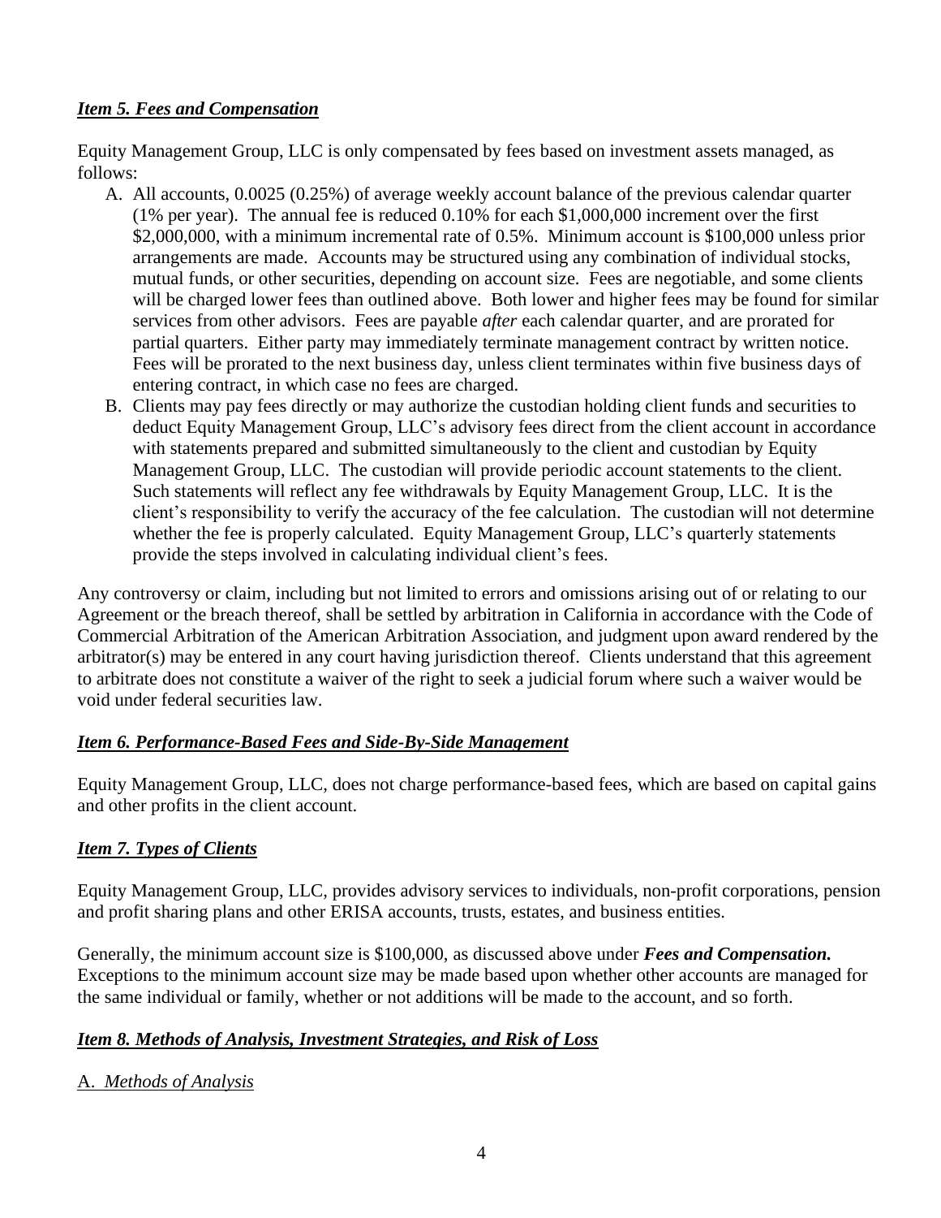### ***Item 5. Fees and Compensation***

Equity Management Group, LLC is only compensated by fees based on investment assets managed, as follows:

A. All accounts, 0.0025 (0.25%) of average weekly account balance of the previous calendar quarter (1% per year). The annual fee is reduced 0.10% for each $1,000,000 increment over the first $2,000,000, with a minimum incremental rate of 0.5%. Minimum account is $100,000 unless prior arrangements are made. Accounts may be structured using any combination of individual stocks, mutual funds, or other securities, depending on account size. Fees are negotiable, and some clients will be charged lower fees than outlined above. Both lower and higher fees may be found for similar services from other advisors. Fees are payable *after* each calendar quarter, and are prorated for partial quarters. Either party may immediately terminate management contract by written notice. Fees will be prorated to the next business day, unless client terminates within five business days of entering contract, in which case no fees are charged.
B. Clients may pay fees directly or may authorize the custodian holding client funds and securities to deduct Equity Management Group, LLC's advisory fees direct from the client account in accordance with statements prepared and submitted simultaneously to the client and custodian by Equity Management Group, LLC. The custodian will provide periodic account statements to the client. Such statements will reflect any fee withdrawals by Equity Management Group, LLC. It is the client's responsibility to verify the accuracy of the fee calculation. The custodian will not determine whether the fee is properly calculated. Equity Management Group, LLC's quarterly statements provide the steps involved in calculating individual client's fees.

Any controversy or claim, including but not limited to errors and omissions arising out of or relating to our Agreement or the breach thereof, shall be settled by arbitration in California in accordance with the Code of Commercial Arbitration of the American Arbitration Association, and judgment upon award rendered by the arbitrator(s) may be entered in any court having jurisdiction thereof. Clients understand that this agreement to arbitrate does not constitute a waiver of the right to seek a judicial forum where such a waiver would be void under federal securities law.

### ***Item 6. Performance-Based Fees and Side-By-Side Management***

Equity Management Group, LLC, does not charge performance-based fees, which are based on capital gains and other profits in the client account.

### ***Item 7. Types of Clients***

Equity Management Group, LLC, provides advisory services to individuals, non-profit corporations, pension and profit sharing plans and other ERISA accounts, trusts, estates, and business entities.

Generally, the minimum account size is $100,000, as discussed above under ***Fees and Compensation.*** Exceptions to the minimum account size may be made based upon whether other accounts are managed for the same individual or family, whether or not additions will be made to the account, and so forth.

### ***Item 8. Methods of Analysis, Investment Strategies, and Risk of Loss***

#### A. *Methods of Analysis*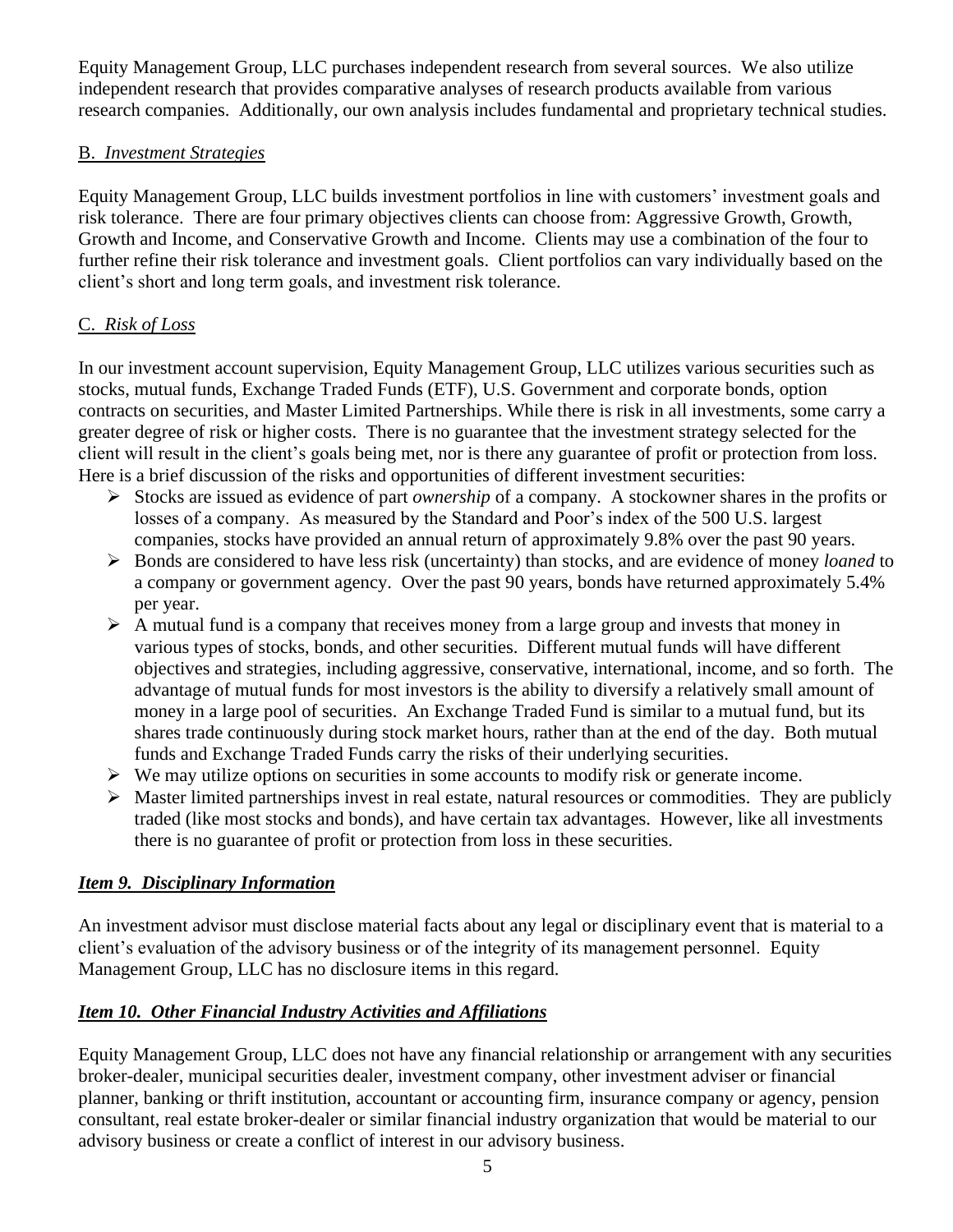Equity Management Group, LLC purchases independent research from several sources. We also utilize independent research that provides comparative analyses of research products available from various research companies. Additionally, our own analysis includes fundamental and proprietary technical studies.

### B. *Investment Strategies*

Equity Management Group, LLC builds investment portfolios in line with customers' investment goals and risk tolerance. There are four primary objectives clients can choose from: Aggressive Growth, Growth, Growth and Income, and Conservative Growth and Income. Clients may use a combination of the four to further refine their risk tolerance and investment goals. Client portfolios can vary individually based on the client's short and long term goals, and investment risk tolerance.

### C. *Risk of Loss*

In our investment account supervision, Equity Management Group, LLC utilizes various securities such as stocks, mutual funds, Exchange Traded Funds (ETF), U.S. Government and corporate bonds, option contracts on securities, and Master Limited Partnerships. While there is risk in all investments, some carry a greater degree of risk or higher costs. There is no guarantee that the investment strategy selected for the client will result in the client's goals being met, nor is there any guarantee of profit or protection from loss. Here is a brief discussion of the risks and opportunities of different investment securities:

- Stocks are issued as evidence of part *ownership* of a company. A stockowner shares in the profits or losses of a company. As measured by the Standard and Poor's index of the 500 U.S. largest companies, stocks have provided an annual return of approximately 9.8% over the past 90 years.
- Bonds are considered to have less risk (uncertainty) than stocks, and are evidence of money *loaned* to a company or government agency. Over the past 90 years, bonds have returned approximately 5.4% per year.
- A mutual fund is a company that receives money from a large group and invests that money in various types of stocks, bonds, and other securities. Different mutual funds will have different objectives and strategies, including aggressive, conservative, international, income, and so forth. The advantage of mutual funds for most investors is the ability to diversify a relatively small amount of money in a large pool of securities. An Exchange Traded Fund is similar to a mutual fund, but its shares trade continuously during stock market hours, rather than at the end of the day. Both mutual funds and Exchange Traded Funds carry the risks of their underlying securities.
- We may utilize options on securities in some accounts to modify risk or generate income.
- Master limited partnerships invest in real estate, natural resources or commodities. They are publicly traded (like most stocks and bonds), and have certain tax advantages. However, like all investments there is no guarantee of profit or protection from loss in these securities.

## ***Item 9. Disciplinary Information***

An investment advisor must disclose material facts about any legal or disciplinary event that is material to a client's evaluation of the advisory business or of the integrity of its management personnel. Equity Management Group, LLC has no disclosure items in this regard.

## ***Item 10. Other Financial Industry Activities and Affiliations***

Equity Management Group, LLC does not have any financial relationship or arrangement with any securities broker-dealer, municipal securities dealer, investment company, other investment adviser or financial planner, banking or thrift institution, accountant or accounting firm, insurance company or agency, pension consultant, real estate broker-dealer or similar financial industry organization that would be material to our advisory business or create a conflict of interest in our advisory business.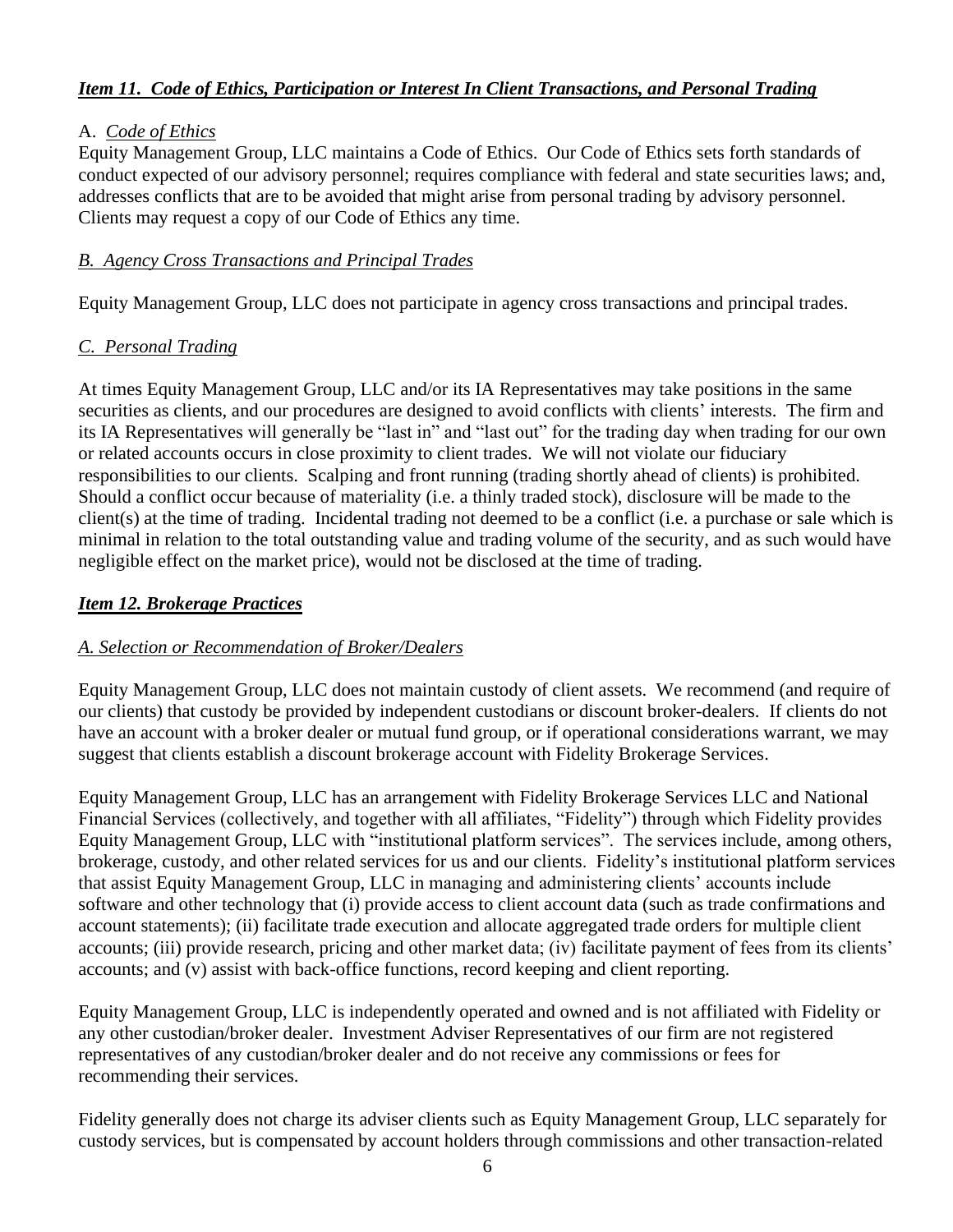## ***Item 11. Code of Ethics, Participation or Interest In Client Transactions, and Personal Trading***

### A. *Code of Ethics*

Equity Management Group, LLC maintains a Code of Ethics. Our Code of Ethics sets forth standards of conduct expected of our advisory personnel; requires compliance with federal and state securities laws; and, addresses conflicts that are to be avoided that might arise from personal trading by advisory personnel. Clients may request a copy of our Code of Ethics any time.

### *B. Agency Cross Transactions and Principal Trades*

Equity Management Group, LLC does not participate in agency cross transactions and principal trades.

### *C. Personal Trading*

At times Equity Management Group, LLC and/or its IA Representatives may take positions in the same securities as clients, and our procedures are designed to avoid conflicts with clients' interests. The firm and its IA Representatives will generally be "last in" and "last out" for the trading day when trading for our own or related accounts occurs in close proximity to client trades. We will not violate our fiduciary responsibilities to our clients. Scalping and front running (trading shortly ahead of clients) is prohibited. Should a conflict occur because of materiality (i.e. a thinly traded stock), disclosure will be made to the client(s) at the time of trading. Incidental trading not deemed to be a conflict (i.e. a purchase or sale which is minimal in relation to the total outstanding value and trading volume of the security, and as such would have negligible effect on the market price), would not be disclosed at the time of trading.

## ***Item 12. Brokerage Practices***

### *A. Selection or Recommendation of Broker/Dealers*

Equity Management Group, LLC does not maintain custody of client assets. We recommend (and require of our clients) that custody be provided by independent custodians or discount broker-dealers. If clients do not have an account with a broker dealer or mutual fund group, or if operational considerations warrant, we may suggest that clients establish a discount brokerage account with Fidelity Brokerage Services.

Equity Management Group, LLC has an arrangement with Fidelity Brokerage Services LLC and National Financial Services (collectively, and together with all affiliates, "Fidelity") through which Fidelity provides Equity Management Group, LLC with "institutional platform services". The services include, among others, brokerage, custody, and other related services for us and our clients. Fidelity's institutional platform services that assist Equity Management Group, LLC in managing and administering clients' accounts include software and other technology that (i) provide access to client account data (such as trade confirmations and account statements); (ii) facilitate trade execution and allocate aggregated trade orders for multiple client accounts; (iii) provide research, pricing and other market data; (iv) facilitate payment of fees from its clients' accounts; and (v) assist with back-office functions, record keeping and client reporting.

Equity Management Group, LLC is independently operated and owned and is not affiliated with Fidelity or any other custodian/broker dealer. Investment Adviser Representatives of our firm are not registered representatives of any custodian/broker dealer and do not receive any commissions or fees for recommending their services.

Fidelity generally does not charge its adviser clients such as Equity Management Group, LLC separately for custody services, but is compensated by account holders through commissions and other transaction-related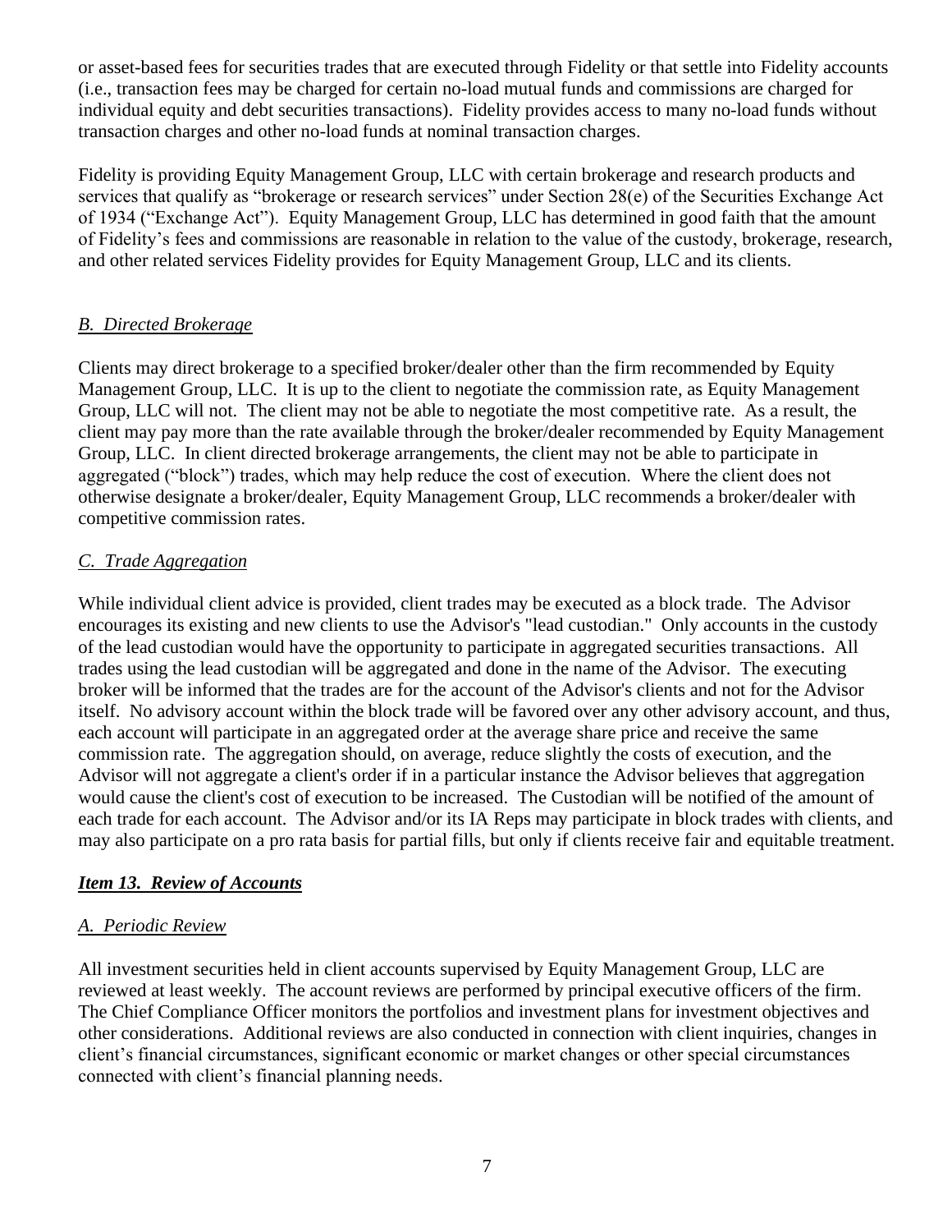or asset-based fees for securities trades that are executed through Fidelity or that settle into Fidelity accounts (i.e., transaction fees may be charged for certain no-load mutual funds and commissions are charged for individual equity and debt securities transactions). Fidelity provides access to many no-load funds without transaction charges and other no-load funds at nominal transaction charges.

Fidelity is providing Equity Management Group, LLC with certain brokerage and research products and services that qualify as "brokerage or research services" under Section 28(e) of the Securities Exchange Act of 1934 ("Exchange Act"). Equity Management Group, LLC has determined in good faith that the amount of Fidelity's fees and commissions are reasonable in relation to the value of the custody, brokerage, research, and other related services Fidelity provides for Equity Management Group, LLC and its clients.

### *B. Directed Brokerage*

Clients may direct brokerage to a specified broker/dealer other than the firm recommended by Equity Management Group, LLC. It is up to the client to negotiate the commission rate, as Equity Management Group, LLC will not. The client may not be able to negotiate the most competitive rate. As a result, the client may pay more than the rate available through the broker/dealer recommended by Equity Management Group, LLC. In client directed brokerage arrangements, the client may not be able to participate in aggregated ("block") trades, which may help reduce the cost of execution. Where the client does not otherwise designate a broker/dealer, Equity Management Group, LLC recommends a broker/dealer with competitive commission rates.

### *C. Trade Aggregation*

While individual client advice is provided, client trades may be executed as a block trade. The Advisor encourages its existing and new clients to use the Advisor's "lead custodian." Only accounts in the custody of the lead custodian would have the opportunity to participate in aggregated securities transactions. All trades using the lead custodian will be aggregated and done in the name of the Advisor. The executing broker will be informed that the trades are for the account of the Advisor's clients and not for the Advisor itself. No advisory account within the block trade will be favored over any other advisory account, and thus, each account will participate in an aggregated order at the average share price and receive the same commission rate. The aggregation should, on average, reduce slightly the costs of execution, and the Advisor will not aggregate a client's order if in a particular instance the Advisor believes that aggregation would cause the client's cost of execution to be increased. The Custodian will be notified of the amount of each trade for each account. The Advisor and/or its IA Reps may participate in block trades with clients, and may also participate on a pro rata basis for partial fills, but only if clients receive fair and equitable treatment.

## ***Item 13. Review of Accounts***

### *A. Periodic Review*

All investment securities held in client accounts supervised by Equity Management Group, LLC are reviewed at least weekly. The account reviews are performed by principal executive officers of the firm. The Chief Compliance Officer monitors the portfolios and investment plans for investment objectives and other considerations. Additional reviews are also conducted in connection with client inquiries, changes in client's financial circumstances, significant economic or market changes or other special circumstances connected with client's financial planning needs.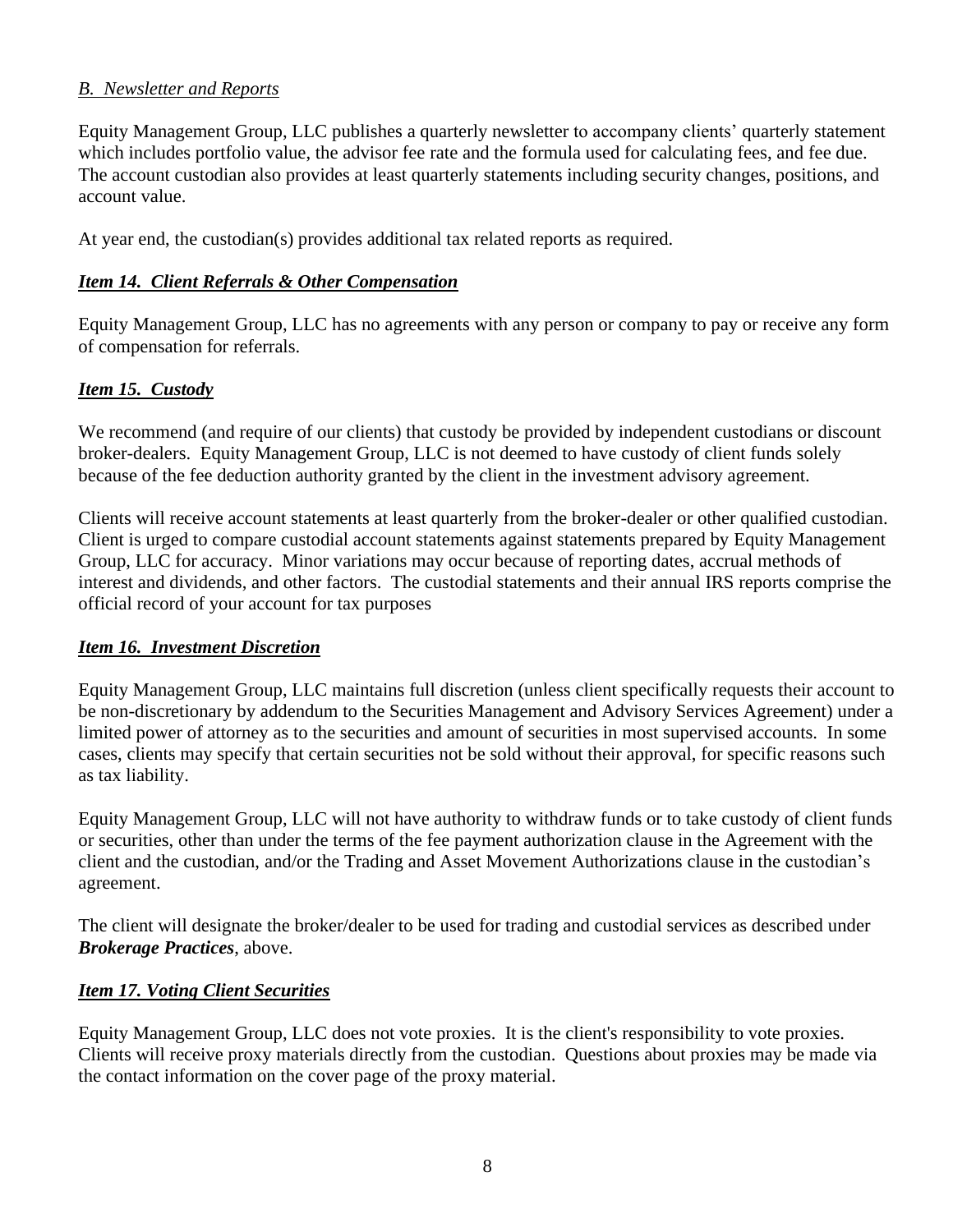### *B. Newsletter and Reports*

Equity Management Group, LLC publishes a quarterly newsletter to accompany clients' quarterly statement which includes portfolio value, the advisor fee rate and the formula used for calculating fees, and fee due. The account custodian also provides at least quarterly statements including security changes, positions, and account value.

At year end, the custodian(s) provides additional tax related reports as required.

## ***Item 14. Client Referrals & Other Compensation***

Equity Management Group, LLC has no agreements with any person or company to pay or receive any form of compensation for referrals.

## ***Item 15. Custody***

We recommend (and require of our clients) that custody be provided by independent custodians or discount broker-dealers. Equity Management Group, LLC is not deemed to have custody of client funds solely because of the fee deduction authority granted by the client in the investment advisory agreement.

Clients will receive account statements at least quarterly from the broker-dealer or other qualified custodian. Client is urged to compare custodial account statements against statements prepared by Equity Management Group, LLC for accuracy. Minor variations may occur because of reporting dates, accrual methods of interest and dividends, and other factors. The custodial statements and their annual IRS reports comprise the official record of your account for tax purposes

## ***Item 16. Investment Discretion***

Equity Management Group, LLC maintains full discretion (unless client specifically requests their account to be non-discretionary by addendum to the Securities Management and Advisory Services Agreement) under a limited power of attorney as to the securities and amount of securities in most supervised accounts. In some cases, clients may specify that certain securities not be sold without their approval, for specific reasons such as tax liability.

Equity Management Group, LLC will not have authority to withdraw funds or to take custody of client funds or securities, other than under the terms of the fee payment authorization clause in the Agreement with the client and the custodian, and/or the Trading and Asset Movement Authorizations clause in the custodian's agreement.

The client will designate the broker/dealer to be used for trading and custodial services as described under ***Brokerage Practices***, above.

## ***Item 17. Voting Client Securities***

Equity Management Group, LLC does not vote proxies. It is the client's responsibility to vote proxies. Clients will receive proxy materials directly from the custodian. Questions about proxies may be made via the contact information on the cover page of the proxy material.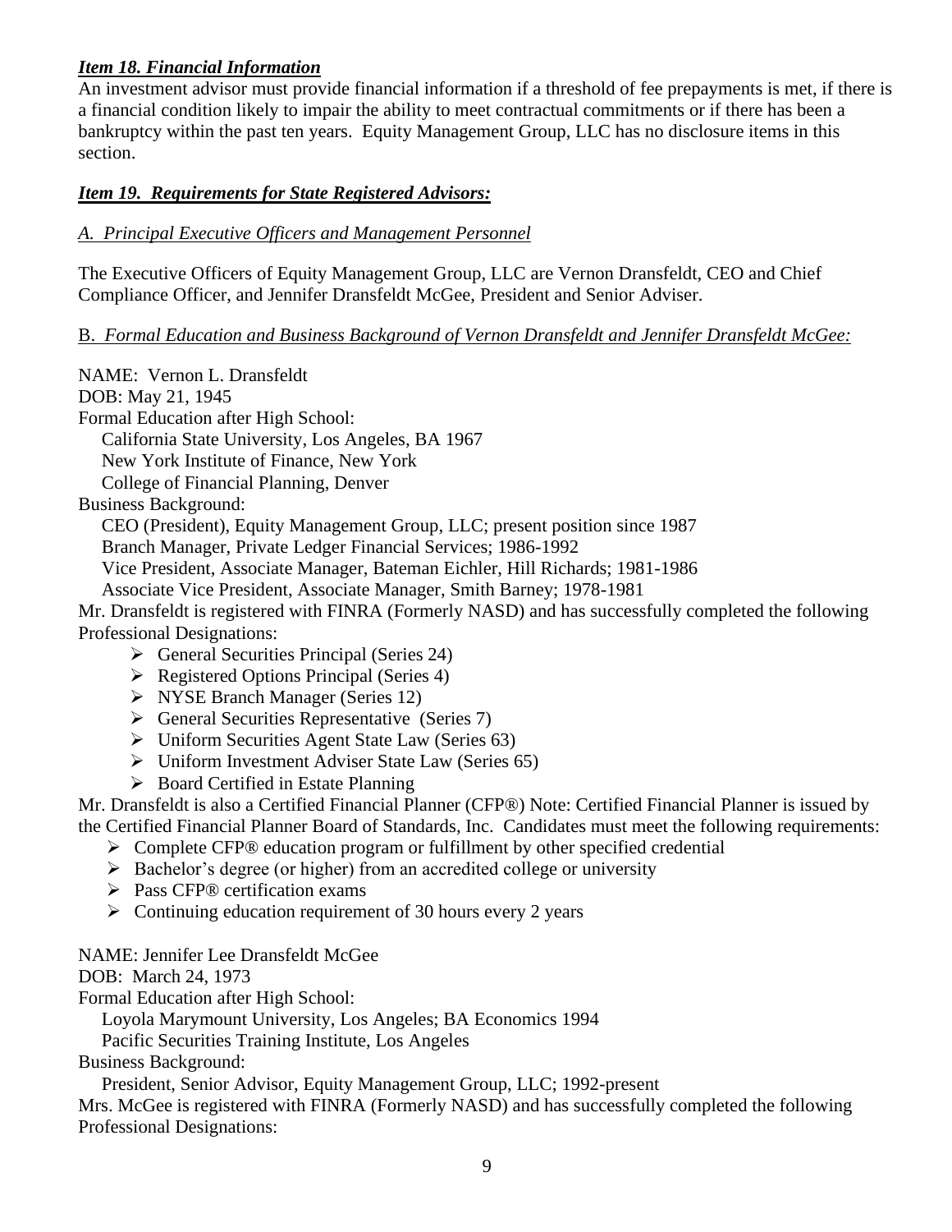### ***Item 18. Financial Information***

An investment advisor must provide financial information if a threshold of fee prepayments is met, if there is a financial condition likely to impair the ability to meet contractual commitments or if there has been a bankruptcy within the past ten years. Equity Management Group, LLC has no disclosure items in this section.

### ***Item 19. Requirements for State Registered Advisors:***

*A. Principal Executive Officers and Management Personnel*

The Executive Officers of Equity Management Group, LLC are Vernon Dransfeldt, CEO and Chief Compliance Officer, and Jennifer Dransfeldt McGee, President and Senior Adviser.

B. *Formal Education and Business Background of Vernon Dransfeldt and Jennifer Dransfeldt McGee:*

NAME: Vernon L. Dransfeldt
DOB: May 21, 1945
Formal Education after High School:
California State University, Los Angeles, BA 1967
New York Institute of Finance, New York
College of Financial Planning, Denver
Business Background:
CEO (President), Equity Management Group, LLC; present position since 1987
Branch Manager, Private Ledger Financial Services; 1986-1992
Vice President, Associate Manager, Bateman Eichler, Hill Richards; 1981-1986
Associate Vice President, Associate Manager, Smith Barney; 1978-1981
Mr. Dransfeldt is registered with FINRA (Formerly NASD) and has successfully completed the following Professional Designations:

- General Securities Principal (Series 24)
- Registered Options Principal (Series 4)
- NYSE Branch Manager (Series 12)
- General Securities Representative (Series 7)
- Uniform Securities Agent State Law (Series 63)
- Uniform Investment Adviser State Law (Series 65)
- Board Certified in Estate Planning

Mr. Dransfeldt is also a Certified Financial Planner (CFP®) Note: Certified Financial Planner is issued by the Certified Financial Planner Board of Standards, Inc. Candidates must meet the following requirements:

- Complete CFP® education program or fulfillment by other specified credential
- Bachelor's degree (or higher) from an accredited college or university
- Pass CFP® certification exams
- Continuing education requirement of 30 hours every 2 years

NAME: Jennifer Lee Dransfeldt McGee
DOB: March 24, 1973
Formal Education after High School:
Loyola Marymount University, Los Angeles; BA Economics 1994
Pacific Securities Training Institute, Los Angeles
Business Background:
President, Senior Advisor, Equity Management Group, LLC; 1992-present
Mrs. McGee is registered with FINRA (Formerly NASD) and has successfully completed the following Professional Designations: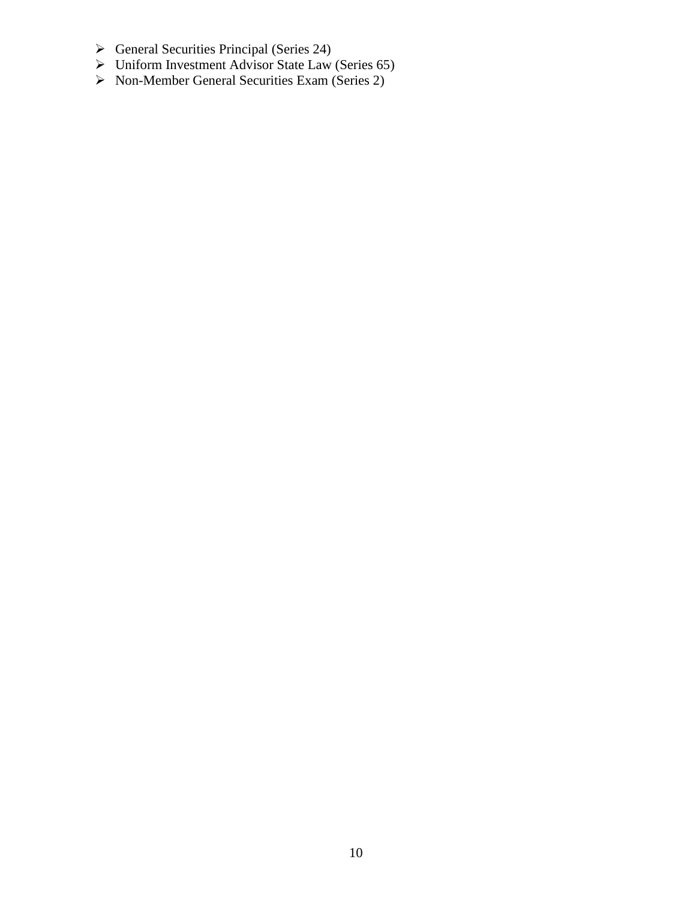- General Securities Principal (Series 24)
- Uniform Investment Advisor State Law (Series 65)
- Non-Member General Securities Exam (Series 2)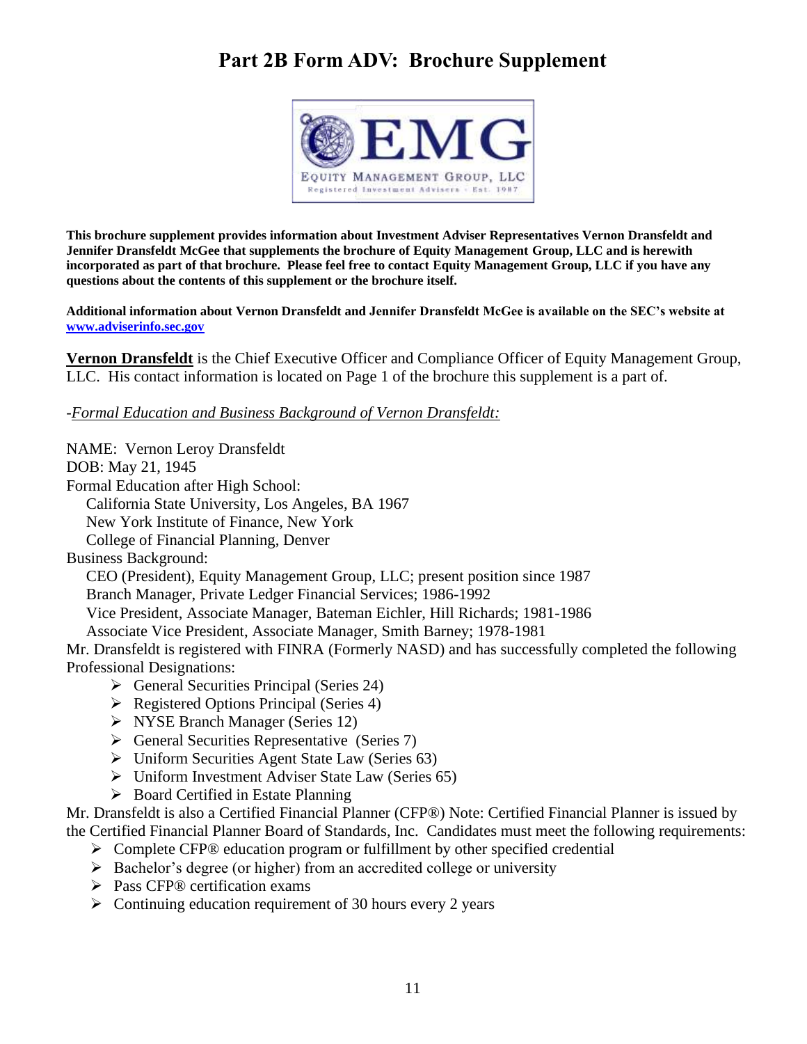# Part 2B Form ADV: Brochure Supplement

**This brochure supplement provides information about Investment Adviser Representatives Vernon Dransfeldt and Jennifer Dransfeldt McGee that supplements the brochure of Equity Management Group, LLC and is herewith incorporated as part of that brochure. Please feel free to contact Equity Management Group, LLC if you have any questions about the contents of this supplement or the brochure itself.**

**Additional information about Vernon Dransfeldt and Jennifer Dransfeldt McGee is available on the SEC's website at [www.adviserinfo.sec.gov](http://www.adviserinfo.sec.gov)**

**Vernon Dransfeldt** is the Chief Executive Officer and Compliance Officer of Equity Management Group, LLC. His contact information is located on Page 1 of the brochure this supplement is a part of.

-*Formal Education and Business Background of Vernon Dransfeldt:*

NAME: Vernon Leroy Dransfeldt
DOB: May 21, 1945
Formal Education after High School:
California State University, Los Angeles, BA 1967
New York Institute of Finance, New York
College of Financial Planning, Denver
Business Background:
CEO (President), Equity Management Group, LLC; present position since 1987
Branch Manager, Private Ledger Financial Services; 1986-1992
Vice President, Associate Manager, Bateman Eichler, Hill Richards; 1981-1986
Associate Vice President, Associate Manager, Smith Barney; 1978-1981
Mr. Dransfeldt is registered with FINRA (Formerly NASD) and has successfully completed the following Professional Designations:

- General Securities Principal (Series 24)
- Registered Options Principal (Series 4)
- NYSE Branch Manager (Series 12)
- General Securities Representative (Series 7)
- Uniform Securities Agent State Law (Series 63)
- Uniform Investment Adviser State Law (Series 65)
- Board Certified in Estate Planning

Mr. Dransfeldt is also a Certified Financial Planner (CFP®) Note: Certified Financial Planner is issued by the Certified Financial Planner Board of Standards, Inc. Candidates must meet the following requirements:

- Complete CFP® education program or fulfillment by other specified credential
- Bachelor's degree (or higher) from an accredited college or university
- Pass CFP® certification exams
- Continuing education requirement of 30 hours every 2 years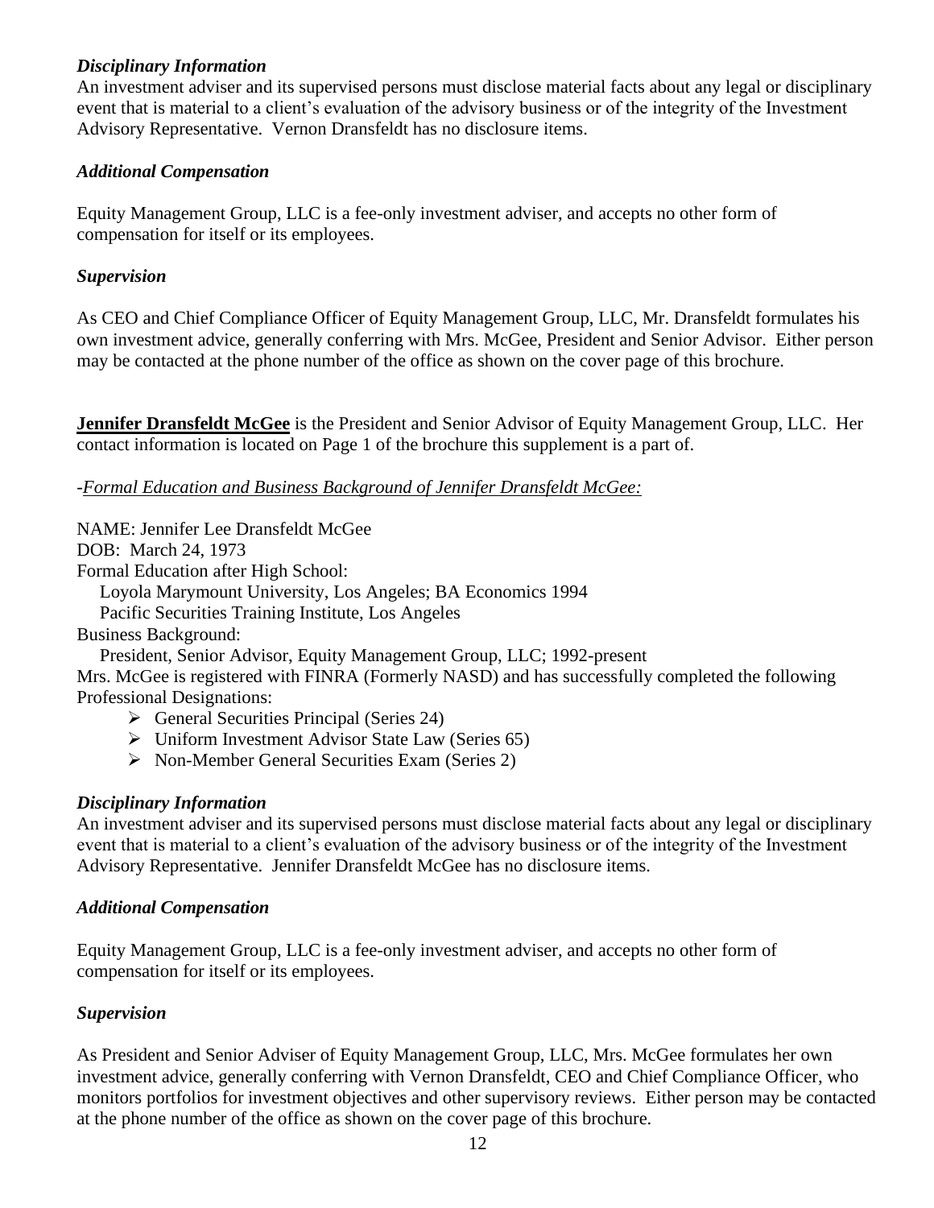### *Disciplinary Information*

An investment adviser and its supervised persons must disclose material facts about any legal or disciplinary event that is material to a client's evaluation of the advisory business or of the integrity of the Investment Advisory Representative. Vernon Dransfeldt has no disclosure items.

### *Additional Compensation*

Equity Management Group, LLC is a fee-only investment adviser, and accepts no other form of compensation for itself or its employees.

### *Supervision*

As CEO and Chief Compliance Officer of Equity Management Group, LLC, Mr. Dransfeldt formulates his own investment advice, generally conferring with Mrs. McGee, President and Senior Advisor. Either person may be contacted at the phone number of the office as shown on the cover page of this brochure.

**Jennifer Dransfeldt McGee** is the President and Senior Advisor of Equity Management Group, LLC. Her contact information is located on Page 1 of the brochure this supplement is a part of.

-*Formal Education and Business Background of Jennifer Dransfeldt McGee:*

NAME: Jennifer Lee Dransfeldt McGee
DOB: March 24, 1973
Formal Education after High School:
Loyola Marymount University, Los Angeles; BA Economics 1994
Pacific Securities Training Institute, Los Angeles
Business Background:
President, Senior Advisor, Equity Management Group, LLC; 1992-present
Mrs. McGee is registered with FINRA (Formerly NASD) and has successfully completed the following Professional Designations:

- General Securities Principal (Series 24)
- Uniform Investment Advisor State Law (Series 65)
- Non-Member General Securities Exam (Series 2)

### *Disciplinary Information*

An investment adviser and its supervised persons must disclose material facts about any legal or disciplinary event that is material to a client's evaluation of the advisory business or of the integrity of the Investment Advisory Representative. Jennifer Dransfeldt McGee has no disclosure items.

### *Additional Compensation*

Equity Management Group, LLC is a fee-only investment adviser, and accepts no other form of compensation for itself or its employees.

### *Supervision*

As President and Senior Adviser of Equity Management Group, LLC, Mrs. McGee formulates her own investment advice, generally conferring with Vernon Dransfeldt, CEO and Chief Compliance Officer, who monitors portfolios for investment objectives and other supervisory reviews. Either person may be contacted at the phone number of the office as shown on the cover page of this brochure.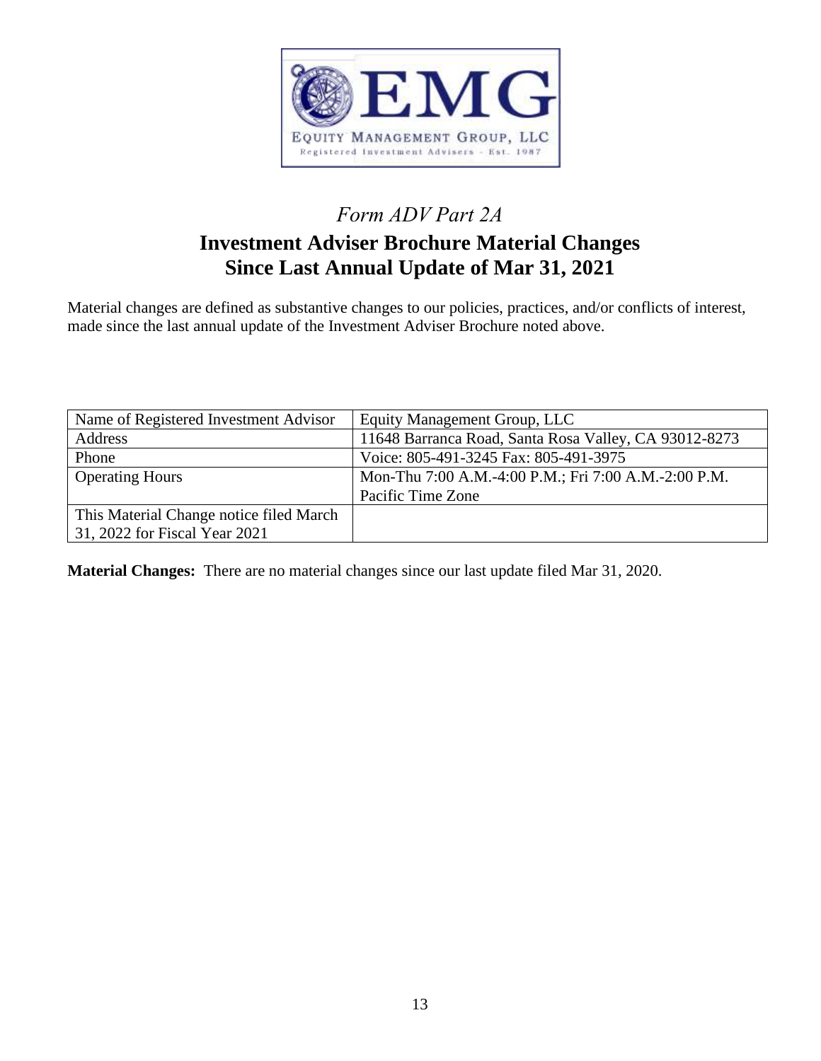*Form ADV Part 2A*

# Investment Adviser Brochure Material Changes Since Last Annual Update of Mar 31, 2021

Material changes are defined as substantive changes to our policies, practices, and/or conflicts of interest, made since the last annual update of the Investment Adviser Brochure noted above.

| | |
|---|---|
| Name of Registered Investment Advisor | Equity Management Group, LLC |
| Address | 11648 Barranca Road, Santa Rosa Valley, CA 93012-8273 |
| Phone | Voice: 805-491-3245 Fax: 805-491-3975 |
| Operating Hours | Mon-Thu 7:00 A.M.-4:00 P.M.; Fri 7:00 A.M.-2:00 P.M. Pacific Time Zone |
| This Material Change notice filed March 31, 2022 for Fiscal Year 2021 | |

**Material Changes:** There are no material changes since our last update filed Mar 31, 2020.